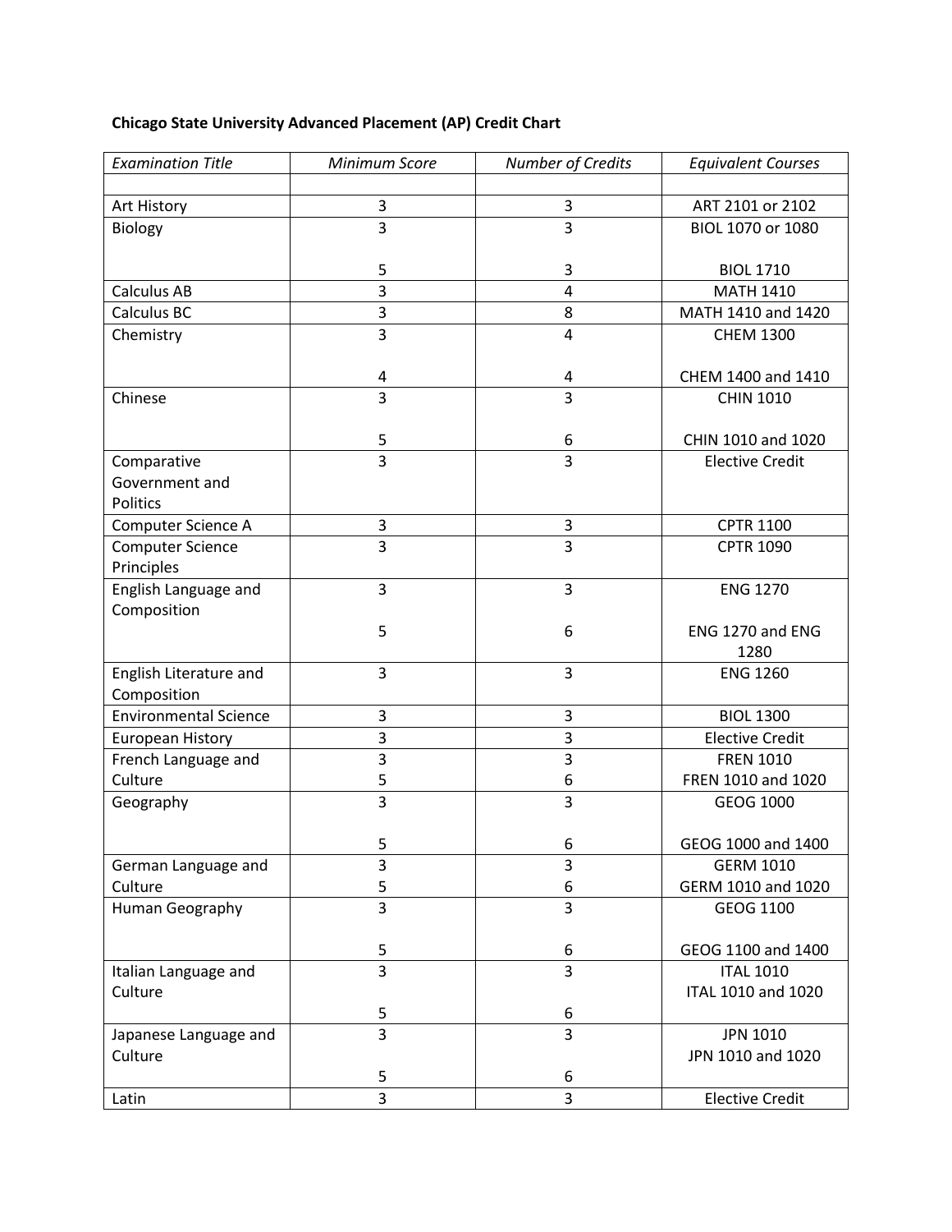**Chicago State University Advanced Placement (AP) Credit Chart**

| *Examination Title* | *Minimum Score* | *Number of Credits* | *Equivalent Courses* |
|---|---|---|---|
| | | | |
| Art History | 3 | 3 | ART 2101 or 2102 |
| Biology | 3<br><br>5 | 3<br><br>3 | BIOL 1070 or 1080<br><br>BIOL 1710 |
| Calculus AB | 3 | 4 | MATH 1410 |
| Calculus BC | 3 | 8 | MATH 1410 and 1420 |
| Chemistry | 3<br><br>4 | 4<br><br>4 | CHEM 1300<br><br>CHEM 1400 and 1410 |
| Chinese | 3<br><br>5 | 3<br><br>6 | CHIN 1010<br><br>CHIN 1010 and 1020 |
| Comparative Government and Politics | 3 | 3 | Elective Credit |
| Computer Science A | 3 | 3 | CPTR 1100 |
| Computer Science Principles | 3 | 3 | CPTR 1090 |
| English Language and Composition | 3<br><br>5 | 3<br><br>6 | ENG 1270<br><br>ENG 1270 and ENG 1280 |
| English Literature and Composition | 3 | 3 | ENG 1260 |
| Environmental Science | 3 | 3 | BIOL 1300 |
| European History | 3 | 3 | Elective Credit |
| French Language and Culture | 3<br>5 | 3<br>6 | FREN 1010<br>FREN 1010 and 1020 |
| Geography | 3<br><br>5 | 3<br><br>6 | GEOG 1000<br><br>GEOG 1000 and 1400 |
| German Language and Culture | 3<br>5 | 3<br>6 | GERM 1010<br>GERM 1010 and 1020 |
| Human Geography | 3<br><br>5 | 3<br><br>6 | GEOG 1100<br><br>GEOG 1100 and 1400 |
| Italian Language and Culture | 3<br><br>5 | 3<br><br>6 | ITAL 1010<br>ITAL 1010 and 1020 |
| Japanese Language and Culture | 3<br><br>5 | 3<br><br>6 | JPN 1010<br>JPN 1010 and 1020 |
| Latin | 3 | 3 | Elective Credit |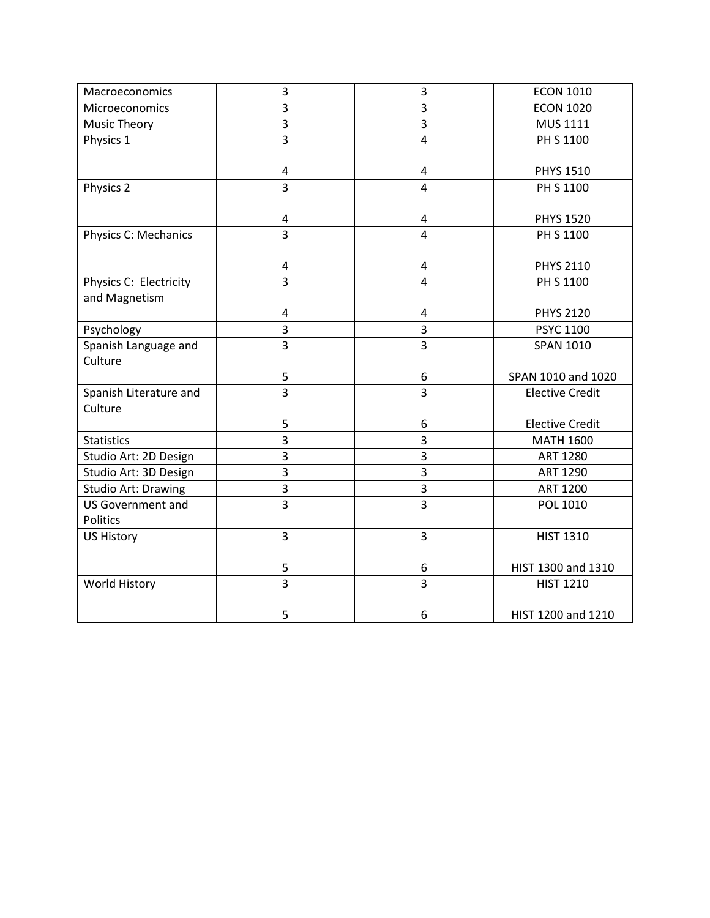| | | | |
|---|---|---|---|
| Macroeconomics | 3 | 3 | ECON 1010 |
| Microeconomics | 3 | 3 | ECON 1020 |
| Music Theory | 3 | 3 | MUS 1111 |
| Physics 1 | 3 | 4 | PH S 1100 |
| | 4 | 4 | PHYS 1510 |
| Physics 2 | 3 | 4 | PH S 1100 |
| | 4 | 4 | PHYS 1520 |
| Physics C: Mechanics | 3 | 4 | PH S 1100 |
| | 4 | 4 | PHYS 2110 |
| Physics C: Electricity and Magnetism | 3 | 4 | PH S 1100 |
| | 4 | 4 | PHYS 2120 |
| Psychology | 3 | 3 | PSYC 1100 |
| Spanish Language and Culture | 3 | 3 | SPAN 1010 |
| | 5 | 6 | SPAN 1010 and 1020 |
| Spanish Literature and Culture | 3 | 3 | Elective Credit |
| | 5 | 6 | Elective Credit |
| Statistics | 3 | 3 | MATH 1600 |
| Studio Art: 2D Design | 3 | 3 | ART 1280 |
| Studio Art: 3D Design | 3 | 3 | ART 1290 |
| Studio Art: Drawing | 3 | 3 | ART 1200 |
| US Government and Politics | 3 | 3 | POL 1010 |
| US History | 3 | 3 | HIST 1310 |
| | 5 | 6 | HIST 1300 and 1310 |
| World History | 3 | 3 | HIST 1210 |
| | 5 | 6 | HIST 1200 and 1210 |